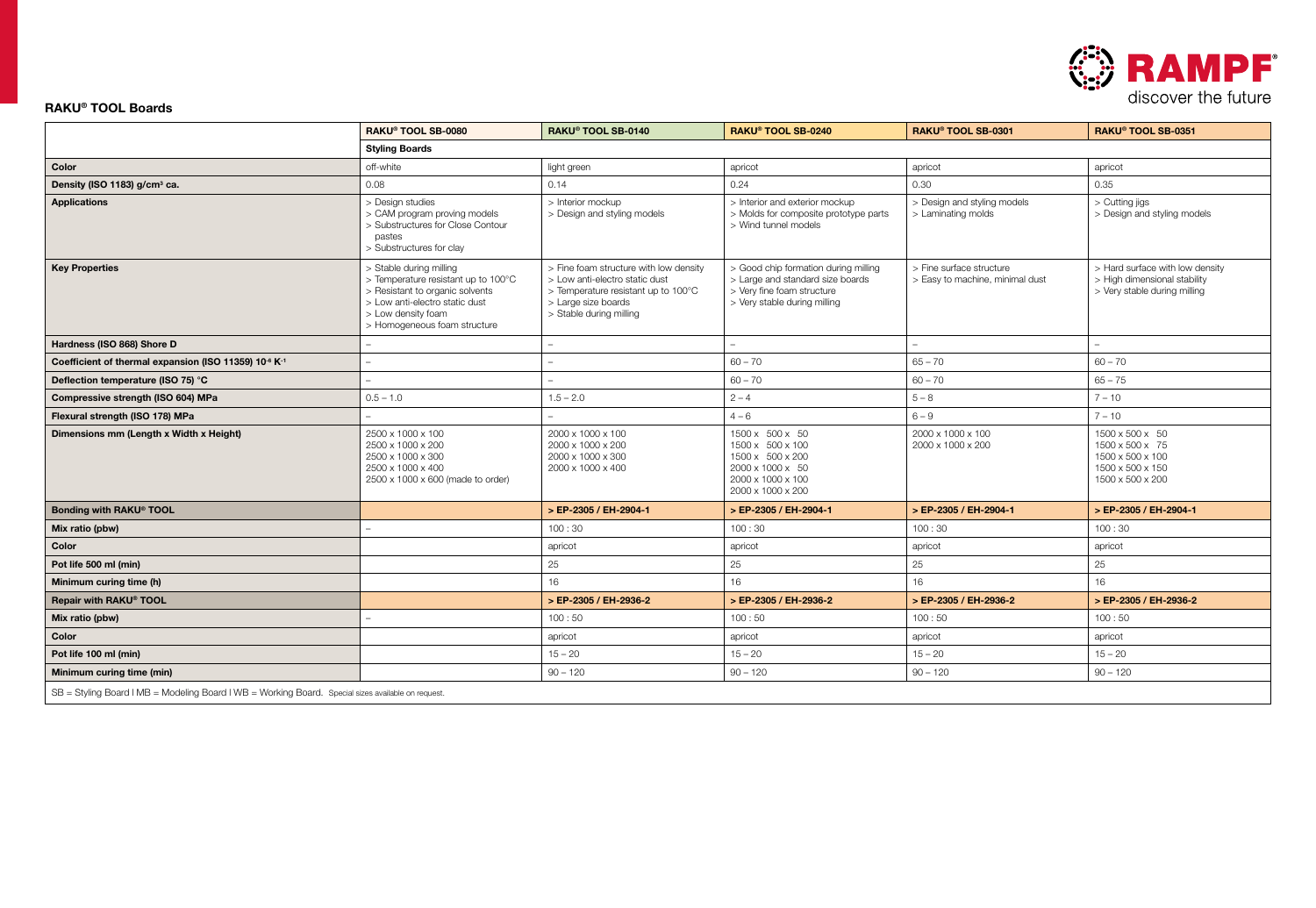RAMPF discover the future

## RAKU® TOOL Boards

| | RAKU® TOOL SB-0080 | RAKU® TOOL SB-0140 | RAKU® TOOL SB-0240 | RAKU® TOOL SB-0301 | RAKU® TOOL SB-0351 |
|---|---|---|---|---|---|
| | **Styling Boards** | | | | |
| **Color** | off-white | light green | apricot | apricot | apricot |
| **Density (ISO 1183) g/cm³ ca.** | 0.08 | 0.14 | 0.24 | 0.30 | 0.35 |
| **Applications** | > Design studies<br>> CAM program proving models<br>> Substructures for Close Contour pastes<br>> Substructures for clay | > Interior mockup<br>> Design and styling models | > Interior and exterior mockup<br>> Molds for composite prototype parts<br>> Wind tunnel models | > Design and styling models<br>> Laminating molds | > Cutting jigs<br>> Design and styling models |
| **Key Properties** | > Stable during milling<br>> Temperature resistant up to 100°C<br>> Resistant to organic solvents<br>> Low anti-electro static dust<br>> Low density foam<br>> Homogeneous foam structure | > Fine foam structure with low density<br>> Low anti-electro static dust<br>> Temperature resistant up to 100°C<br>> Large size boards<br>> Stable during milling | > Good chip formation during milling<br>> Large and standard size boards<br>> Very fine foam structure<br>> Very stable during milling | > Fine surface structure<br>> Easy to machine, minimal dust | > Hard surface with low density<br>> High dimensional stability<br>> Very stable during milling |
| **Hardness (ISO 868) Shore D** | – | – | – | – | – |
| **Coefficient of thermal expansion (ISO 11359) $10^{-6}$ $K^{-1}$** | – | – | 60 – 70 | 65 – 70 | 60 – 70 |
| **Deflection temperature (ISO 75) °C** | – | – | 60 – 70 | 60 – 70 | 65 – 75 |
| **Compressive strength (ISO 604) MPa** | 0.5 – 1.0 | 1.5 – 2.0 | 2 – 4 | 5 – 8 | 7 – 10 |
| **Flexural strength (ISO 178) MPa** | – | – | 4 – 6 | 6 – 9 | 7 – 10 |
| **Dimensions mm (Length x Width x Height)** | 2500 x 1000 x 100<br>2500 x 1000 x 200<br>2500 x 1000 x 300<br>2500 x 1000 x 400<br>2500 x 1000 x 600 (made to order) | 2000 x 1000 x 100<br>2000 x 1000 x 200<br>2000 x 1000 x 300<br>2000 x 1000 x 400 | 1500 x 500 x 50<br>1500 x 500 x 100<br>1500 x 500 x 200<br>2000 x 1000 x 50<br>2000 x 1000 x 100<br>2000 x 1000 x 200 | 2000 x 1000 x 100<br>2000 x 1000 x 200 | 1500 x 500 x 50<br>1500 x 500 x 75<br>1500 x 500 x 100<br>1500 x 500 x 150<br>1500 x 500 x 200 |
| **Bonding with RAKU® TOOL** | | > EP-2305 / EH-2904-1 | > EP-2305 / EH-2904-1 | > EP-2305 / EH-2904-1 | > EP-2305 / EH-2904-1 |
| **Mix ratio (pbw)** | – | 100 : 30 | 100 : 30 | 100 : 30 | 100 : 30 |
| **Color** | | apricot | apricot | apricot | apricot |
| **Pot life 500 ml (min)** | | 25 | 25 | 25 | 25 |
| **Minimum curing time (h)** | | 16 | 16 | 16 | 16 |
| **Repair with RAKU® TOOL** | | > EP-2305 / EH-2936-2 | > EP-2305 / EH-2936-2 | > EP-2305 / EH-2936-2 | > EP-2305 / EH-2936-2 |
| **Mix ratio (pbw)** | – | 100 : 50 | 100 : 50 | 100 : 50 | 100 : 50 |
| **Color** | | apricot | apricot | apricot | apricot |
| **Pot life 100 ml (min)** | | 15 – 20 | 15 – 20 | 15 – 20 | 15 – 20 |
| **Minimum curing time (min)** | | 90 – 120 | 90 – 120 | 90 – 120 | 90 – 120 |

SB = Styling Board I MB = Modeling Board I WB = Working Board. Special sizes available on request.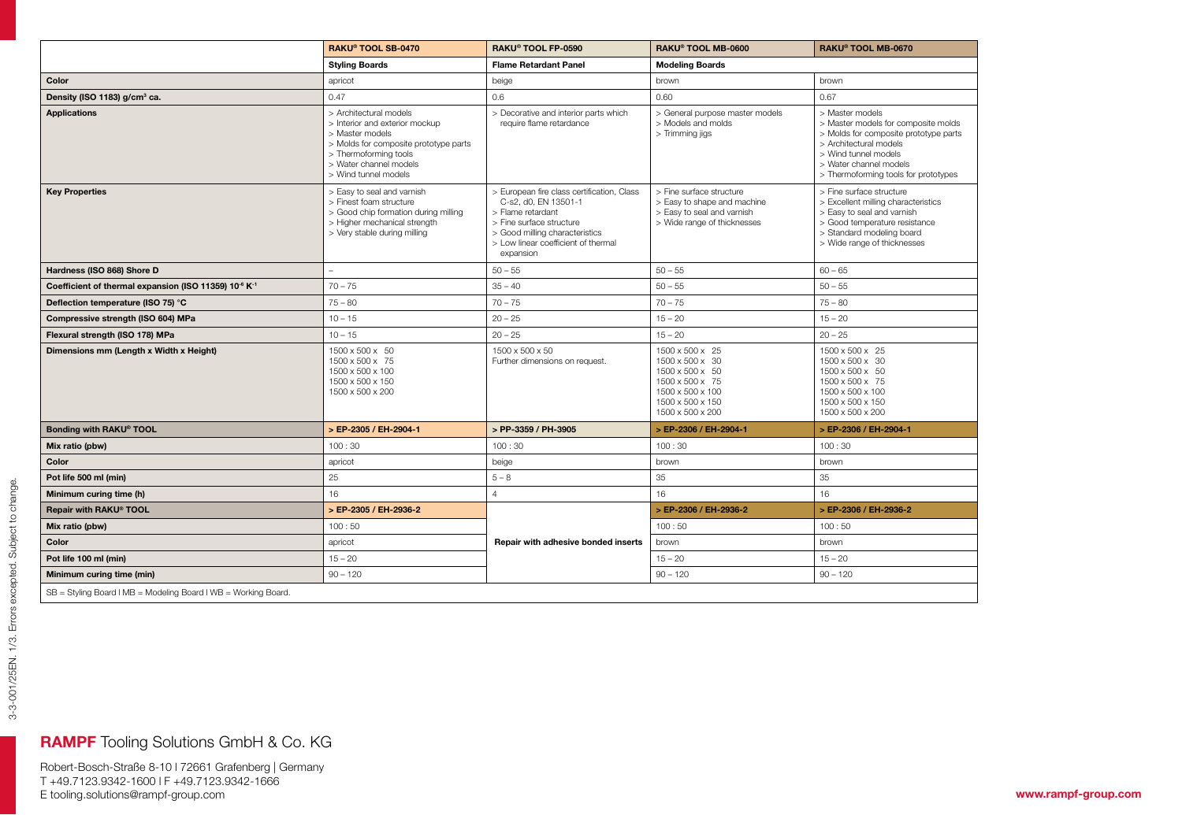| | RAKU® TOOL SB-0470 | RAKU® TOOL FP-0590 | RAKU® TOOL MB-0600 | RAKU® TOOL MB-0670 |
|---|---|---|---|---|
| | **Styling Boards** | **Flame Retardant Panel** | **Modeling Boards** | |
| **Color** | apricot | beige | brown | brown |
| **Density (ISO 1183) g/cm³ ca.** | 0.47 | 0.6 | 0.60 | 0.67 |
| **Applications** | > Architectural models<br>> Interior and exterior mockup<br>> Master models<br>> Molds for composite prototype parts<br>> Thermoforming tools<br>> Water channel models<br>> Wind tunnel models | > Decorative and interior parts which require flame retardance | > General purpose master models<br>> Models and molds<br>> Trimming jigs | > Master models<br>> Master models for composite molds<br>> Molds for composite prototype parts<br>> Architectural models<br>> Wind tunnel models<br>> Water channel models<br>> Thermoforming tools for prototypes |
| **Key Properties** | > Easy to seal and varnish<br>> Finest foam structure<br>> Good chip formation during milling<br>> Higher mechanical strength<br>> Very stable during milling | > European fire class certification, Class C-s2, d0, EN 13501-1<br>> Flame retardant<br>> Fine surface structure<br>> Good milling characteristics<br>> Low linear coefficient of thermal expansion | > Fine surface structure<br>> Easy to shape and machine<br>> Easy to seal and varnish<br>> Wide range of thicknesses | > Fine surface structure<br>> Excellent milling characteristics<br>> Easy to seal and varnish<br>> Good temperature resistance<br>> Standard modeling board<br>> Wide range of thicknesses |
| **Hardness (ISO 868) Shore D** | – | 50 – 55 | 50 – 55 | 60 – 65 |
| **Coefficient of thermal expansion (ISO 11359) $10^{-6}$ $K^{-1}$** | 70 – 75 | 35 – 40 | 50 – 55 | 50 – 55 |
| **Deflection temperature (ISO 75) °C** | 75 – 80 | 70 – 75 | 70 – 75 | 75 – 80 |
| **Compressive strength (ISO 604) MPa** | 10 – 15 | 20 – 25 | 15 – 20 | 15 – 20 |
| **Flexural strength (ISO 178) MPa** | 10 – 15 | 20 – 25 | 15 – 20 | 20 – 25 |
| **Dimensions mm (Length x Width x Height)** | 1500 x 500 x 50<br>1500 x 500 x 75<br>1500 x 500 x 100<br>1500 x 500 x 150<br>1500 x 500 x 200 | 1500 x 500 x 50<br>Further dimensions on request. | 1500 x 500 x 25<br>1500 x 500 x 30<br>1500 x 500 x 50<br>1500 x 500 x 75<br>1500 x 500 x 100<br>1500 x 500 x 150<br>1500 x 500 x 200 | 1500 x 500 x 25<br>1500 x 500 x 30<br>1500 x 500 x 50<br>1500 x 500 x 75<br>1500 x 500 x 100<br>1500 x 500 x 150<br>1500 x 500 x 200 |
| **Bonding with RAKU® TOOL** | **> EP-2305 / EH-2904-1** | **> PP-3359 / PH-3905** | **> EP-2306 / EH-2904-1** | **> EP-2306 / EH-2904-1** |
| **Mix ratio (pbw)** | 100 : 30 | 100 : 30 | 100 : 30 | 100 : 30 |
| **Color** | apricot | beige | brown | brown |
| **Pot life 500 ml (min)** | 25 | 5 – 8 | 35 | 35 |
| **Minimum curing time (h)** | 16 | 4 | 16 | 16 |
| **Repair with RAKU® TOOL** | **> EP-2305 / EH-2936-2** | | **> EP-2306 / EH-2936-2** | **> EP-2306 / EH-2936-2** |
| **Mix ratio (pbw)** | 100 : 50 | | 100 : 50 | 100 : 50 |
| **Color** | apricot | **Repair with adhesive bonded inserts** | brown | brown |
| **Pot life 100 ml (min)** | 15 – 20 | | 15 – 20 | 15 – 20 |
| **Minimum curing time (min)** | 90 – 120 | | 90 – 120 | 90 – 120 |

SB = Styling Board I MB = Modeling Board I WB = Working Board.

3-3-001/25EN. 1/3. Errors excepted. Subject to change.

**RAMPF** Tooling Solutions GmbH & Co. KG

Robert-Bosch-Straße 8-10 I 72661 Grafenberg | Germany
T +49.7123.9342-1600 I F +49.7123.9342-1666
E tooling.solutions@rampf-group.com

**www.rampf-group.com**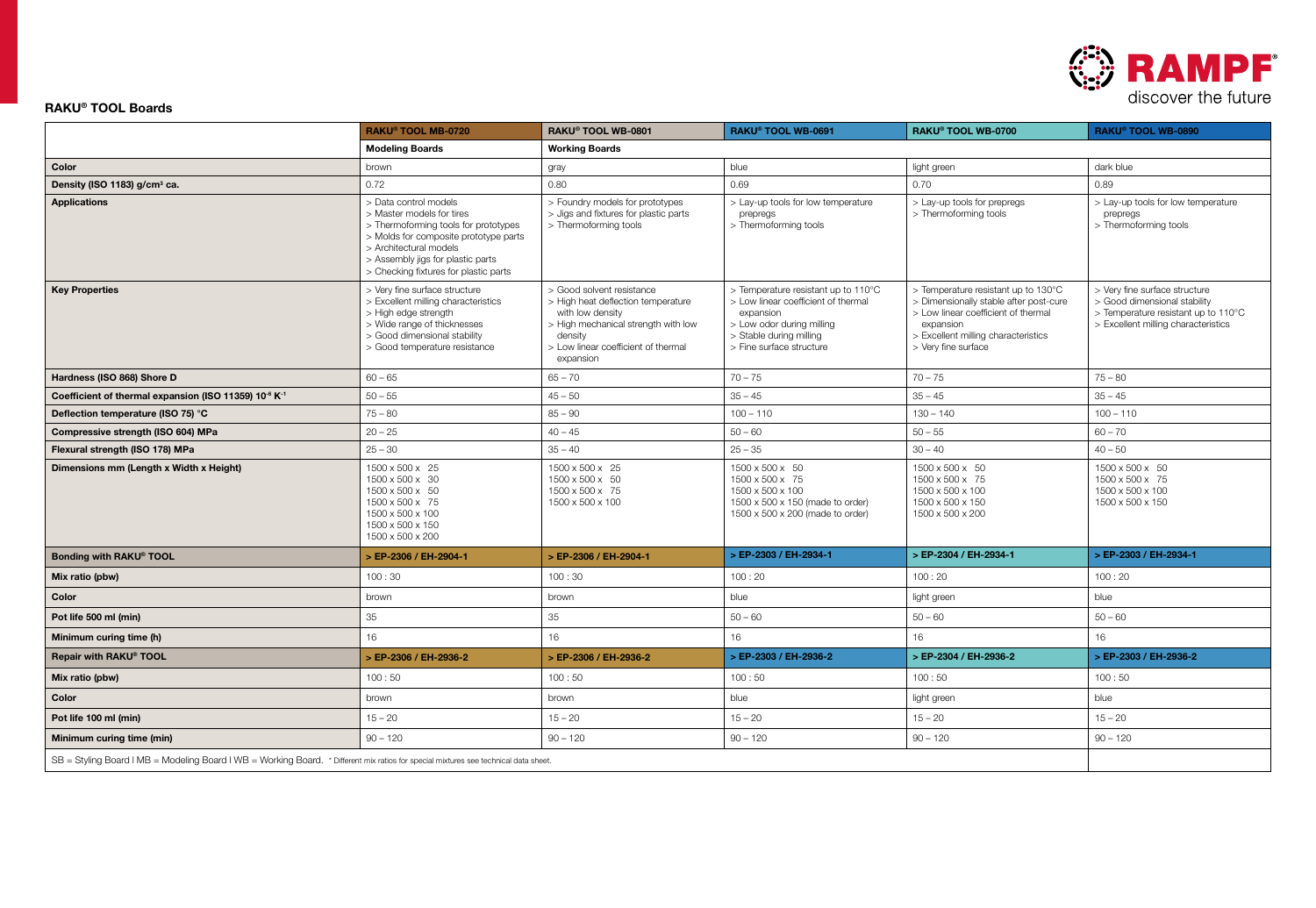## RAKU® TOOL Boards

| | RAKU® TOOL MB-0720 | RAKU® TOOL WB-0801 | RAKU® TOOL WB-0691 | RAKU® TOOL WB-0700 | RAKU® TOOL WB-0890 |
|---|---|---|---|---|---|
| | **Modeling Boards** | **Working Boards** | | | |
| **Color** | brown | gray | blue | light green | dark blue |
| **Density (ISO 1183) g/cm³ ca.** | 0.72 | 0.80 | 0.69 | 0.70 | 0.89 |
| **Applications** | > Data control models<br>> Master models for tires<br>> Thermoforming tools for prototypes<br>> Molds for composite prototype parts<br>> Architectural models<br>> Assembly jigs for plastic parts<br>> Checking fixtures for plastic parts | > Foundry models for prototypes<br>> Jigs and fixtures for plastic parts<br>> Thermoforming tools | > Lay-up tools for low temperature prepregs<br>> Thermoforming tools | > Lay-up tools for prepregs<br>> Thermoforming tools | > Lay-up tools for low temperature prepregs<br>> Thermoforming tools |
| **Key Properties** | > Very fine surface structure<br>> Excellent milling characteristics<br>> High edge strength<br>> Wide range of thicknesses<br>> Good dimensional stability<br>> Good temperature resistance | > Good solvent resistance<br>> High heat deflection temperature with low density<br>> High mechanical strength with low density<br>> Low linear coefficient of thermal expansion | > Temperature resistant up to 110°C<br>> Low linear coefficient of thermal expansion<br>> Low odor during milling<br>> Stable during milling<br>> Fine surface structure | > Temperature resistant up to 130°C<br>> Dimensionally stable after post-cure<br>> Low linear coefficient of thermal expansion<br>> Excellent milling characteristics<br>> Very fine surface | > Very fine surface structure<br>> Good dimensional stability<br>> Temperature resistant up to 110°C<br>> Excellent milling characteristics |
| **Hardness (ISO 868) Shore D** | 60 – 65 | 65 – 70 | 70 – 75 | 70 – 75 | 75 – 80 |
| **Coefficient of thermal expansion (ISO 11359) $10^{-6}$ $K^{-1}$** | 50 – 55 | 45 – 50 | 35 – 45 | 35 – 45 | 35 – 45 |
| **Deflection temperature (ISO 75) °C** | 75 – 80 | 85 – 90 | 100 – 110 | 130 – 140 | 100 – 110 |
| **Compressive strength (ISO 604) MPa** | 20 – 25 | 40 – 45 | 50 – 60 | 50 – 55 | 60 – 70 |
| **Flexural strength (ISO 178) MPa** | 25 – 30 | 35 – 40 | 25 – 35 | 30 – 40 | 40 – 50 |
| **Dimensions mm (Length x Width x Height)** | 1500 x 500 x 25<br>1500 x 500 x 30<br>1500 x 500 x 50<br>1500 x 500 x 75<br>1500 x 500 x 100<br>1500 x 500 x 150<br>1500 x 500 x 200 | 1500 x 500 x 25<br>1500 x 500 x 50<br>1500 x 500 x 75<br>1500 x 500 x 100 | 1500 x 500 x 50<br>1500 x 500 x 75<br>1500 x 500 x 100<br>1500 x 500 x 150 (made to order)<br>1500 x 500 x 200 (made to order) | 1500 x 500 x 50<br>1500 x 500 x 75<br>1500 x 500 x 100<br>1500 x 500 x 150<br>1500 x 500 x 200 | 1500 x 500 x 50<br>1500 x 500 x 75<br>1500 x 500 x 100<br>1500 x 500 x 150 |
| **Bonding with RAKU® TOOL** | **> EP-2306 / EH-2904-1** | **> EP-2306 / EH-2904-1** | **> EP-2303 / EH-2934-1** | **> EP-2304 / EH-2934-1** | **> EP-2303 / EH-2934-1** |
| **Mix ratio (pbw)** | 100 : 30 | 100 : 30 | 100 : 20 | 100 : 20 | 100 : 20 |
| **Color** | brown | brown | blue | light green | blue |
| **Pot life 500 ml (min)** | 35 | 35 | 50 – 60 | 50 – 60 | 50 – 60 |
| **Minimum curing time (h)** | 16 | 16 | 16 | 16 | 16 |
| **Repair with RAKU® TOOL** | **> EP-2306 / EH-2936-2** | **> EP-2306 / EH-2936-2** | **> EP-2303 / EH-2936-2** | **> EP-2304 / EH-2936-2** | **> EP-2303 / EH-2936-2** |
| **Mix ratio (pbw)** | 100 : 50 | 100 : 50 | 100 : 50 | 100 : 50 | 100 : 50 |
| **Color** | brown | brown | blue | light green | blue |
| **Pot life 100 ml (min)** | 15 – 20 | 15 – 20 | 15 – 20 | 15 – 20 | 15 – 20 |
| **Minimum curing time (min)** | 90 – 120 | 90 – 120 | 90 – 120 | 90 – 120 | 90 – 120 |

SB = Styling Board I MB = Modeling Board I WB = Working Board. * Different mix ratios for special mixtures see technical data sheet.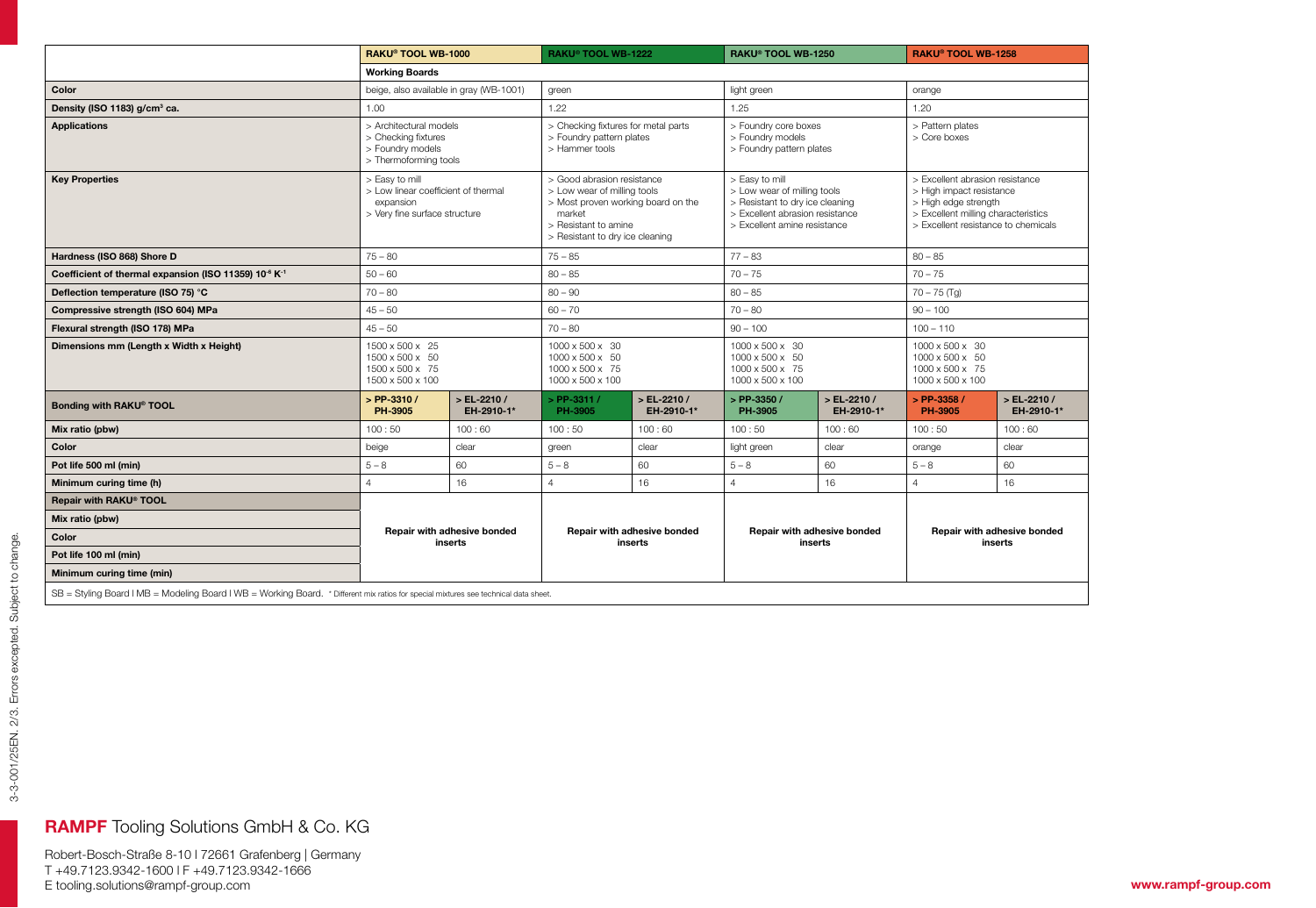| | RAKU® TOOL WB-1000 | | RAKU® TOOL WB-1222 | | RAKU® TOOL WB-1250 | | RAKU® TOOL WB-1258 | |
|---|---|---|---|---|---|---|---|---|
| | **Working Boards** | | | | | | | |
| **Color** | beige, also available in gray (WB-1001) | | green | | light green | | orange | |
| **Density (ISO 1183) g/cm³ ca.** | 1.00 | | 1.22 | | 1.25 | | 1.20 | |
| **Applications** | > Architectural models<br>> Checking fixtures<br>> Foundry models<br>> Thermoforming tools | | > Checking fixtures for metal parts<br>> Foundry pattern plates<br>> Hammer tools | | > Foundry core boxes<br>> Foundry models<br>> Foundry pattern plates | | > Pattern plates<br>> Core boxes | |
| **Key Properties** | > Easy to mill<br>> Low linear coefficient of thermal expansion<br>> Very fine surface structure | | > Good abrasion resistance<br>> Low wear of milling tools<br>> Most proven working board on the market<br>> Resistant to amine<br>> Resistant to dry ice cleaning | | > Easy to mill<br>> Low wear of milling tools<br>> Resistant to dry ice cleaning<br>> Excellent abrasion resistance<br>> Excellent amine resistance | | > Excellent abrasion resistance<br>> High impact resistance<br>> High edge strength<br>> Excellent milling characteristics<br>> Excellent resistance to chemicals | |
| **Hardness (ISO 868) Shore D** | 75 – 80 | | 75 – 85 | | 77 – 83 | | 80 – 85 | |
| **Coefficient of thermal expansion (ISO 11359) $10^{-6}$ $K^{-1}$** | 50 – 60 | | 80 – 85 | | 70 – 75 | | 70 – 75 | |
| **Deflection temperature (ISO 75) °C** | 70 – 80 | | 80 – 90 | | 80 – 85 | | 70 – 75 (Tg) | |
| **Compressive strength (ISO 604) MPa** | 45 – 50 | | 60 – 70 | | 70 – 80 | | 90 – 100 | |
| **Flexural strength (ISO 178) MPa** | 45 – 50 | | 70 – 80 | | 90 – 100 | | 100 – 110 | |
| **Dimensions mm (Length x Width x Height)** | 1500 x 500 x 25<br>1500 x 500 x 50<br>1500 x 500 x 75<br>1500 x 500 x 100 | | 1000 x 500 x 30<br>1000 x 500 x 50<br>1000 x 500 x 75<br>1000 x 500 x 100 | | 1000 x 500 x 30<br>1000 x 500 x 50<br>1000 x 500 x 75<br>1000 x 500 x 100 | | 1000 x 500 x 30<br>1000 x 500 x 50<br>1000 x 500 x 75<br>1000 x 500 x 100 | |
| **Bonding with RAKU® TOOL** | **> PP-3310 / PH-3905** | **> EL-2210 / EH-2910-1*** | **> PP-3311 / PH-3905** | **> EL-2210 / EH-2910-1*** | **> PP-3350 / PH-3905** | **> EL-2210 / EH-2910-1*** | **> PP-3358 / PH-3905** | **> EL-2210 / EH-2910-1*** |
| **Mix ratio (pbw)** | 100 : 50 | 100 : 60 | 100 : 50 | 100 : 60 | 100 : 50 | 100 : 60 | 100 : 50 | 100 : 60 |
| **Color** | beige | clear | green | clear | light green | clear | orange | clear |
| **Pot life 500 ml (min)** | 5 – 8 | 60 | 5 – 8 | 60 | 5 – 8 | 60 | 5 – 8 | 60 |
| **Minimum curing time (h)** | 4 | 16 | 4 | 16 | 4 | 16 | 4 | 16 |
| **Repair with RAKU® TOOL** | **Repair with adhesive bonded inserts** | | **Repair with adhesive bonded inserts** | | **Repair with adhesive bonded inserts** | | **Repair with adhesive bonded inserts** | |
| **Mix ratio (pbw)** | | | | | | | | |
| **Color** | | | | | | | | |
| **Pot life 100 ml (min)** | | | | | | | | |
| **Minimum curing time (min)** | | | | | | | | |

SB = Styling Board I MB = Modeling Board I WB = Working Board. * Different mix ratios for special mixtures see technical data sheet.

3-3-001/25EN. 2/3. Errors excepted. Subject to change.

**RAMPF** Tooling Solutions GmbH & Co. KG

Robert-Bosch-Straße 8-10 I 72661 Grafenberg | Germany
T +49.7123.9342-1600 I F +49.7123.9342-1666
E tooling.solutions@rampf-group.com

**www.rampf-group.com**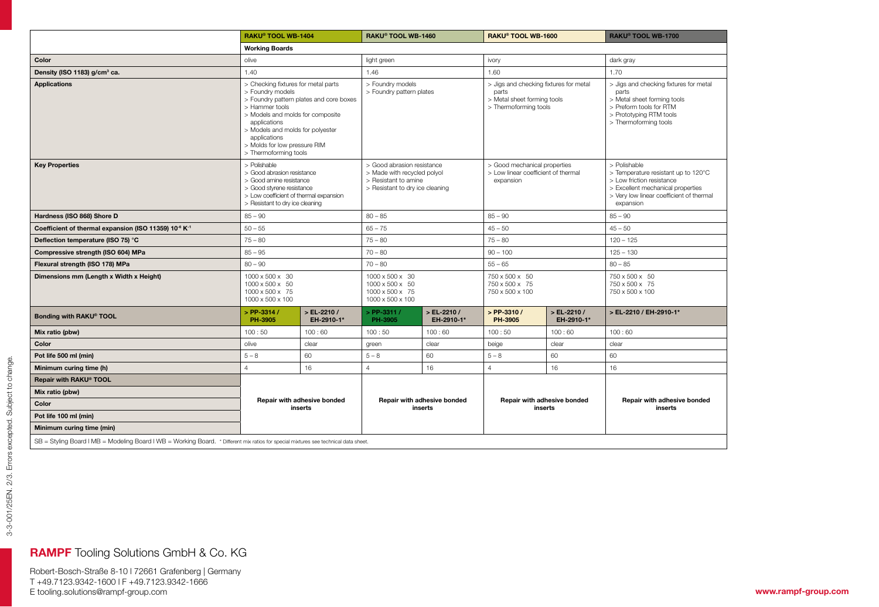| | RAKU® TOOL WB-1404 | | RAKU® TOOL WB-1460 | | RAKU® TOOL WB-1600 | | RAKU® TOOL WB-1700 |
|---|---|---|---|---|---|---|---|
| | **Working Boards** | | | | | | |
| **Color** | olive | | light green | | ivory | | dark gray |
| **Density (ISO 1183) g/cm³ ca.** | 1.40 | | 1.46 | | 1.60 | | 1.70 |
| **Applications** | > Checking fixtures for metal parts<br>> Foundry models<br>> Foundry pattern plates and core boxes<br>> Hammer tools<br>> Models and molds for composite applications<br>> Models and molds for polyester applications<br>> Molds for low pressure RIM<br>> Thermoforming tools | | > Foundry models<br>> Foundry pattern plates | | > Jigs and checking fixtures for metal parts<br>> Metal sheet forming tools<br>> Thermoforming tools | | > Jigs and checking fixtures for metal parts<br>> Metal sheet forming tools<br>> Preform tools for RTM<br>> Prototyping RTM tools<br>> Thermoforming tools |
| **Key Properties** | > Polishable<br>> Good abrasion resistance<br>> Good amine resistance<br>> Good styrene resistance<br>> Low coefficient of thermal expansion<br>> Resistant to dry ice cleaning | | > Good abrasion resistance<br>> Made with recycled polyol<br>> Resistant to amine<br>> Resistant to dry ice cleaning | | > Good mechanical properties<br>> Low linear coefficient of thermal expansion | | > Polishable<br>> Temperature resistant up to 120°C<br>> Low friction resistance<br>> Excellent mechanical properties<br>> Very low linear coefficient of thermal expansion |
| **Hardness (ISO 868) Shore D** | 85 – 90 | | 80 – 85 | | 85 – 90 | | 85 – 90 |
| **Coefficient of thermal expansion (ISO 11359) $10^{-6}$ $K^{-1}$** | 50 – 55 | | 65 – 75 | | 45 – 50 | | 45 – 50 |
| **Deflection temperature (ISO 75) °C** | 75 – 80 | | 75 – 80 | | 75 – 80 | | 120 – 125 |
| **Compressive strength (ISO 604) MPa** | 85 – 95 | | 70 – 80 | | 90 – 100 | | 125 – 130 |
| **Flexural strength (ISO 178) MPa** | 80 – 90 | | 70 – 80 | | 55 – 65 | | 80 – 85 |
| **Dimensions mm (Length x Width x Height)** | 1000 x 500 x 30<br>1000 x 500 x 50<br>1000 x 500 x 75<br>1000 x 500 x 100 | | 1000 x 500 x 30<br>1000 x 500 x 50<br>1000 x 500 x 75<br>1000 x 500 x 100 | | 750 x 500 x 50<br>750 x 500 x 75<br>750 x 500 x 100 | | 750 x 500 x 50<br>750 x 500 x 75<br>750 x 500 x 100 |
| **Bonding with RAKU® TOOL** | > PP-3314 / PH-3905 | > EL-2210 / EH-2910-1* | > PP-3311 / PH-3905 | > EL-2210 / EH-2910-1* | > PP-3310 / PH-3905 | > EL-2210 / EH-2910-1* | > EL-2210 / EH-2910-1* |
| **Mix ratio (pbw)** | 100 : 50 | 100 : 60 | 100 : 50 | 100 : 60 | 100 : 50 | 100 : 60 | 100 : 60 |
| **Color** | olive | clear | green | clear | beige | clear | clear |
| **Pot life 500 ml (min)** | 5 – 8 | 60 | 5 – 8 | 60 | 5 – 8 | 60 | 60 |
| **Minimum curing time (h)** | 4 | 16 | 4 | 16 | 4 | 16 | 16 |
| **Repair with RAKU® TOOL** | Repair with adhesive bonded inserts | | Repair with adhesive bonded inserts | | Repair with adhesive bonded inserts | | Repair with adhesive bonded inserts |
| **Mix ratio (pbw)** | | | | | | | |
| **Color** | | | | | | | |
| **Pot life 100 ml (min)** | | | | | | | |
| **Minimum curing time (min)** | | | | | | | |

SB = Styling Board | MB = Modeling Board | WB = Working Board. * Different mix ratios for special mixtures see technical data sheet.

3-3-001/25EN. 2/3. Errors excepted. Subject to change.

**RAMPF** Tooling Solutions GmbH & Co. KG

Robert-Bosch-Straße 8-10 | 72661 Grafenberg | Germany
T +49.7123.9342-1600 | F +49.7123.9342-1666
E tooling.solutions@rampf-group.com

**www.rampf-group.com**